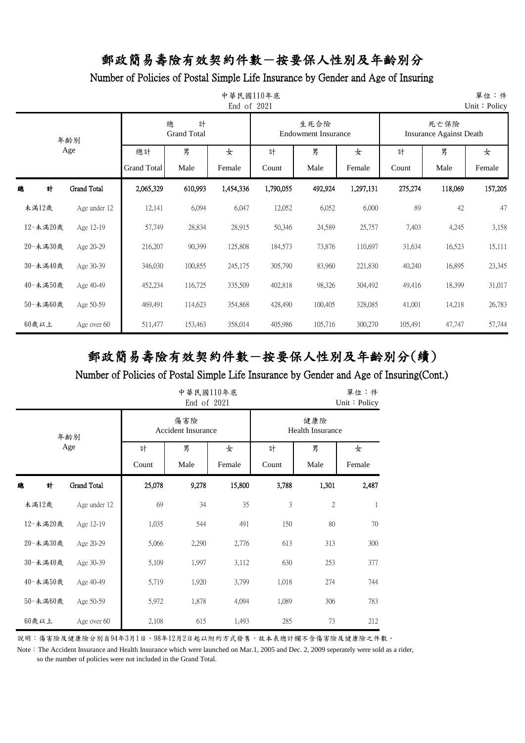# 郵政簡易壽險有效契約件數－按要保人性別及年齡別分

## Number of Policies of Postal Simple Life Insurance by Gender and Age of Insuring

中華民國110年底
End of 2021

單位：件
Unit：Policy

| 年齡別 Age | | 總計 Grand Total | | | 生死合險 Endowment Insurance | | | 死亡保險 Insurance Against Death | | |
|---|---|---|---|---|---|---|---|---|---|---|
| | | 總計 Grand Total | 男 Male | 女 Female | 計 Count | 男 Male | 女 Female | 計 Count | 男 Male | 女 Female |
| **總　計** | **Grand Total** | **2,065,329** | **610,993** | **1,454,336** | **1,790,055** | **492,924** | **1,297,131** | **275,274** | **118,069** | **157,205** |
| 未滿12歲 | Age under 12 | 12,141 | 6,094 | 6,047 | 12,052 | 6,052 | 6,000 | 89 | 42 | 47 |
| 12-未滿20歲 | Age 12-19 | 57,749 | 28,834 | 28,915 | 50,346 | 24,589 | 25,757 | 7,403 | 4,245 | 3,158 |
| 20-未滿30歲 | Age 20-29 | 216,207 | 90,399 | 125,808 | 184,573 | 73,876 | 110,697 | 31,634 | 16,523 | 15,111 |
| 30-未滿40歲 | Age 30-39 | 346,030 | 100,855 | 245,175 | 305,790 | 83,960 | 221,830 | 40,240 | 16,895 | 23,345 |
| 40-未滿50歲 | Age 40-49 | 452,234 | 116,725 | 335,509 | 402,818 | 98,326 | 304,492 | 49,416 | 18,399 | 31,017 |
| 50-未滿60歲 | Age 50-59 | 469,491 | 114,623 | 354,868 | 428,490 | 100,405 | 328,085 | 41,001 | 14,218 | 26,783 |
| 60歲以上 | Age over 60 | 511,477 | 153,463 | 358,014 | 405,986 | 105,716 | 300,270 | 105,491 | 47,747 | 57,744 |

# 郵政簡易壽險有效契約件數－按要保人性別及年齡別分(續)

## Number of Policies of Postal Simple Life Insurance by Gender and Age of Insuring(Cont.)

中華民國110年底
End of 2021

單位：件
Unit：Policy

| 年齡別 Age | | 傷害險 Accident Insurance | | | 健康險 Health Insurance | | |
|---|---|---|---|---|---|---|---|
| | | 計 Count | 男 Male | 女 Female | 計 Count | 男 Male | 女 Female |
| **總　計** | **Grand Total** | **25,078** | **9,278** | **15,800** | **3,788** | **1,301** | **2,487** |
| 未滿12歲 | Age under 12 | 69 | 34 | 35 | 3 | 2 | 1 |
| 12-未滿20歲 | Age 12-19 | 1,035 | 544 | 491 | 150 | 80 | 70 |
| 20-未滿30歲 | Age 20-29 | 5,066 | 2,290 | 2,776 | 613 | 313 | 300 |
| 30-未滿40歲 | Age 30-39 | 5,109 | 1,997 | 3,112 | 630 | 253 | 377 |
| 40-未滿50歲 | Age 40-49 | 5,719 | 1,920 | 3,799 | 1,018 | 274 | 744 |
| 50-未滿60歲 | Age 50-59 | 5,972 | 1,878 | 4,094 | 1,089 | 306 | 783 |
| 60歲以上 | Age over 60 | 2,108 | 615 | 1,493 | 285 | 73 | 212 |

說明：傷害險及健康險分別自94年3月1日、98年12月2日起以附約方式發售，故本表總計欄不含傷害險及健康險之件數。

Note：The Accident Insurance and Health Insurance which were launched on Mar.1, 2005 and Dec. 2, 2009 seperately were sold as a rider, so the number of policies were not included in the Grand Total.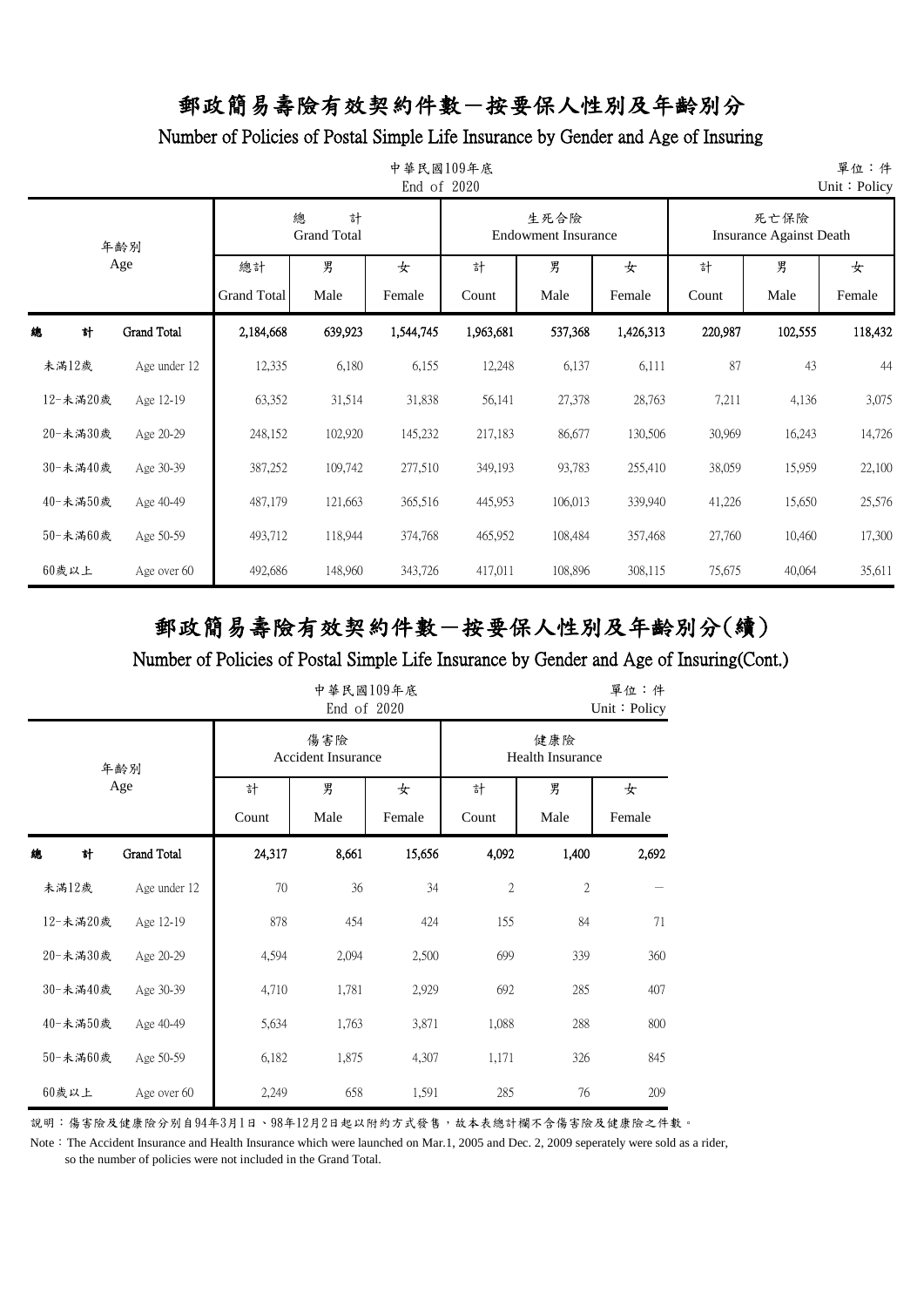# 郵政簡易壽險有效契約件數－按要保人性別及年齡別分

## Number of Policies of Postal Simple Life Insurance by Gender and Age of Insuring

中華民國109年底
End of 2020

單位：件
Unit：Policy

| 年齡別 Age | | 總計 Grand Total | | | 生死合險 Endowment Insurance | | | 死亡保險 Insurance Against Death | | |
|---|---|---|---|---|---|---|---|---|---|---|
| | | 總計 Grand Total | 男 Male | 女 Female | 計 Count | 男 Male | 女 Female | 計 Count | 男 Male | 女 Female |
| **總計** | **Grand Total** | **2,184,668** | **639,923** | **1,544,745** | **1,963,681** | **537,368** | **1,426,313** | **220,987** | **102,555** | **118,432** |
| 未滿12歲 | Age under 12 | 12,335 | 6,180 | 6,155 | 12,248 | 6,137 | 6,111 | 87 | 43 | 44 |
| 12-未滿20歲 | Age 12-19 | 63,352 | 31,514 | 31,838 | 56,141 | 27,378 | 28,763 | 7,211 | 4,136 | 3,075 |
| 20-未滿30歲 | Age 20-29 | 248,152 | 102,920 | 145,232 | 217,183 | 86,677 | 130,506 | 30,969 | 16,243 | 14,726 |
| 30-未滿40歲 | Age 30-39 | 387,252 | 109,742 | 277,510 | 349,193 | 93,783 | 255,410 | 38,059 | 15,959 | 22,100 |
| 40-未滿50歲 | Age 40-49 | 487,179 | 121,663 | 365,516 | 445,953 | 106,013 | 339,940 | 41,226 | 15,650 | 25,576 |
| 50-未滿60歲 | Age 50-59 | 493,712 | 118,944 | 374,768 | 465,952 | 108,484 | 357,468 | 27,760 | 10,460 | 17,300 |
| 60歲以上 | Age over 60 | 492,686 | 148,960 | 343,726 | 417,011 | 108,896 | 308,115 | 75,675 | 40,064 | 35,611 |

# 郵政簡易壽險有效契約件數－按要保人性別及年齡別分(續)

## Number of Policies of Postal Simple Life Insurance by Gender and Age of Insuring(Cont.)

中華民國109年底
End of 2020

單位：件
Unit：Policy

| 年齡別 Age | | 傷害險 Accident Insurance | | | 健康險 Health Insurance | | |
|---|---|---|---|---|---|---|---|
| | | 計 Count | 男 Male | 女 Female | 計 Count | 男 Male | 女 Female |
| **總計** | **Grand Total** | **24,317** | **8,661** | **15,656** | **4,092** | **1,400** | **2,692** |
| 未滿12歲 | Age under 12 | 70 | 36 | 34 | 2 | 2 | － |
| 12-未滿20歲 | Age 12-19 | 878 | 454 | 424 | 155 | 84 | 71 |
| 20-未滿30歲 | Age 20-29 | 4,594 | 2,094 | 2,500 | 699 | 339 | 360 |
| 30-未滿40歲 | Age 30-39 | 4,710 | 1,781 | 2,929 | 692 | 285 | 407 |
| 40-未滿50歲 | Age 40-49 | 5,634 | 1,763 | 3,871 | 1,088 | 288 | 800 |
| 50-未滿60歲 | Age 50-59 | 6,182 | 1,875 | 4,307 | 1,171 | 326 | 845 |
| 60歲以上 | Age over 60 | 2,249 | 658 | 1,591 | 285 | 76 | 209 |

說明：傷害險及健康險分別自94年3月1日、98年12月2日起以附約方式發售，故本表總計欄不含傷害險及健康險之件數。

Note：The Accident Insurance and Health Insurance which were launched on Mar.1, 2005 and Dec. 2, 2009 seperately were sold as a rider, so the number of policies were not included in the Grand Total.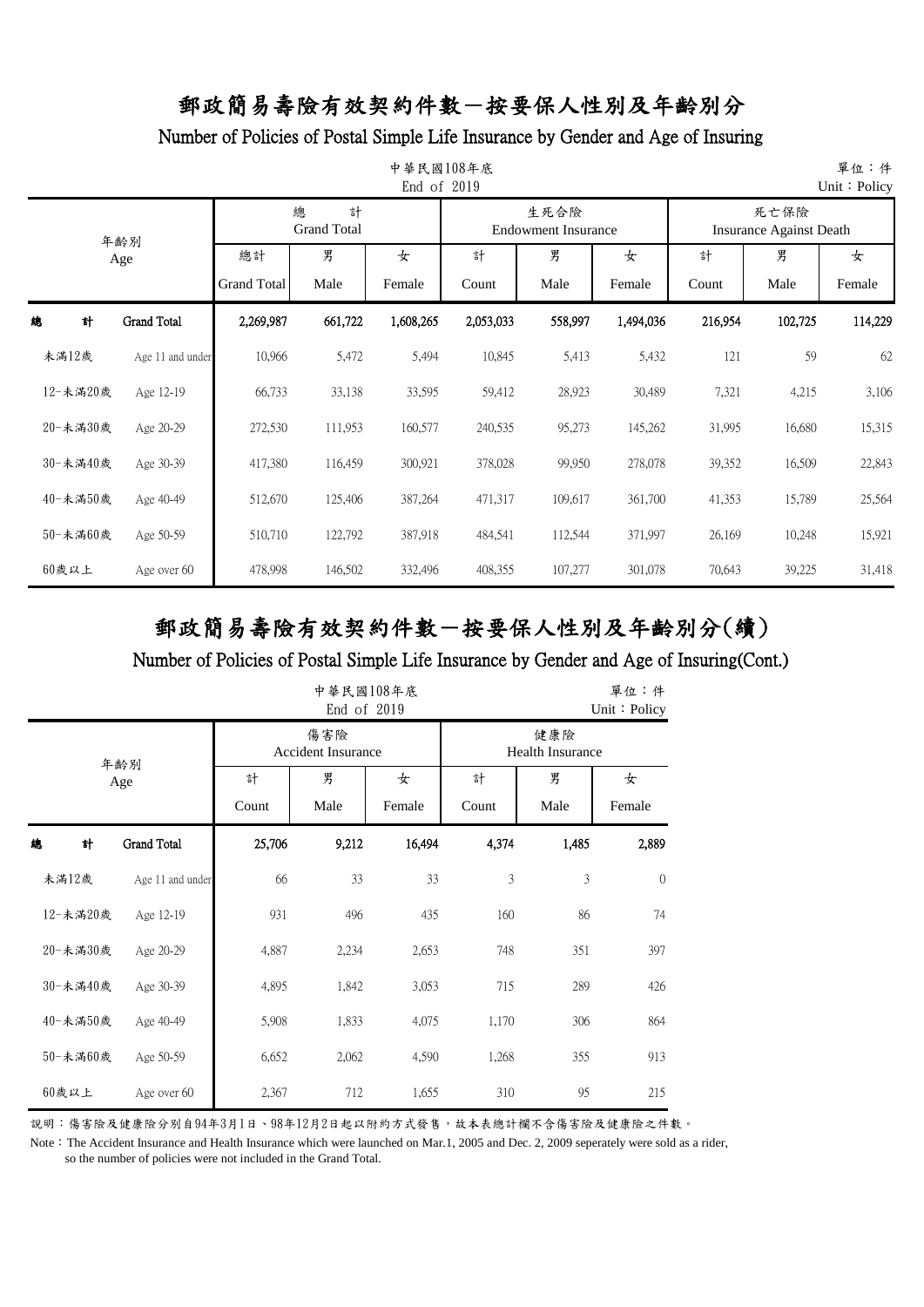# 郵政簡易壽險有效契約件數－按要保人性別及年齡別分

## Number of Policies of Postal Simple Life Insurance by Gender and Age of Insuring

中華民國108年底
End of 2019

單位：件
Unit：Policy

| 年齡別 Age | | 總計 Grand Total | | | 生死合險 Endowment Insurance | | | 死亡保險 Insurance Against Death | | |
|---|---|---|---|---|---|---|---|---|---|---|
| | | 總計 Grand Total | 男 Male | 女 Female | 計 Count | 男 Male | 女 Female | 計 Count | 男 Male | 女 Female |
| 總計 | Grand Total | 2,269,987 | 661,722 | 1,608,265 | 2,053,033 | 558,997 | 1,494,036 | 216,954 | 102,725 | 114,229 |
| 未滿12歲 | Age 11 and under | 10,966 | 5,472 | 5,494 | 10,845 | 5,413 | 5,432 | 121 | 59 | 62 |
| 12-未滿20歲 | Age 12-19 | 66,733 | 33,138 | 33,595 | 59,412 | 28,923 | 30,489 | 7,321 | 4,215 | 3,106 |
| 20-未滿30歲 | Age 20-29 | 272,530 | 111,953 | 160,577 | 240,535 | 95,273 | 145,262 | 31,995 | 16,680 | 15,315 |
| 30-未滿40歲 | Age 30-39 | 417,380 | 116,459 | 300,921 | 378,028 | 99,950 | 278,078 | 39,352 | 16,509 | 22,843 |
| 40-未滿50歲 | Age 40-49 | 512,670 | 125,406 | 387,264 | 471,317 | 109,617 | 361,700 | 41,353 | 15,789 | 25,564 |
| 50-未滿60歲 | Age 50-59 | 510,710 | 122,792 | 387,918 | 484,541 | 112,544 | 371,997 | 26,169 | 10,248 | 15,921 |
| 60歲以上 | Age over 60 | 478,998 | 146,502 | 332,496 | 408,355 | 107,277 | 301,078 | 70,643 | 39,225 | 31,418 |

# 郵政簡易壽險有效契約件數－按要保人性別及年齡別分(續)

## Number of Policies of Postal Simple Life Insurance by Gender and Age of Insuring(Cont.)

中華民國108年底
End of 2019

單位：件
Unit：Policy

| 年齡別 Age | | 傷害險 Accident Insurance | | | 健康險 Health Insurance | | |
|---|---|---|---|---|---|---|---|
| | | 計 Count | 男 Male | 女 Female | 計 Count | 男 Male | 女 Female |
| 總計 | Grand Total | 25,706 | 9,212 | 16,494 | 4,374 | 1,485 | 2,889 |
| 未滿12歲 | Age 11 and under | 66 | 33 | 33 | 3 | 3 | 0 |
| 12-未滿20歲 | Age 12-19 | 931 | 496 | 435 | 160 | 86 | 74 |
| 20-未滿30歲 | Age 20-29 | 4,887 | 2,234 | 2,653 | 748 | 351 | 397 |
| 30-未滿40歲 | Age 30-39 | 4,895 | 1,842 | 3,053 | 715 | 289 | 426 |
| 40-未滿50歲 | Age 40-49 | 5,908 | 1,833 | 4,075 | 1,170 | 306 | 864 |
| 50-未滿60歲 | Age 50-59 | 6,652 | 2,062 | 4,590 | 1,268 | 355 | 913 |
| 60歲以上 | Age over 60 | 2,367 | 712 | 1,655 | 310 | 95 | 215 |

說明：傷害險及健康險分別自94年3月1日、98年12月2日起以附約方式發售，故本表總計欄不含傷害險及健康險之件數。

Note：The Accident Insurance and Health Insurance which were launched on Mar.1, 2005 and Dec. 2, 2009 seperately were sold as a rider, so the number of policies were not included in the Grand Total.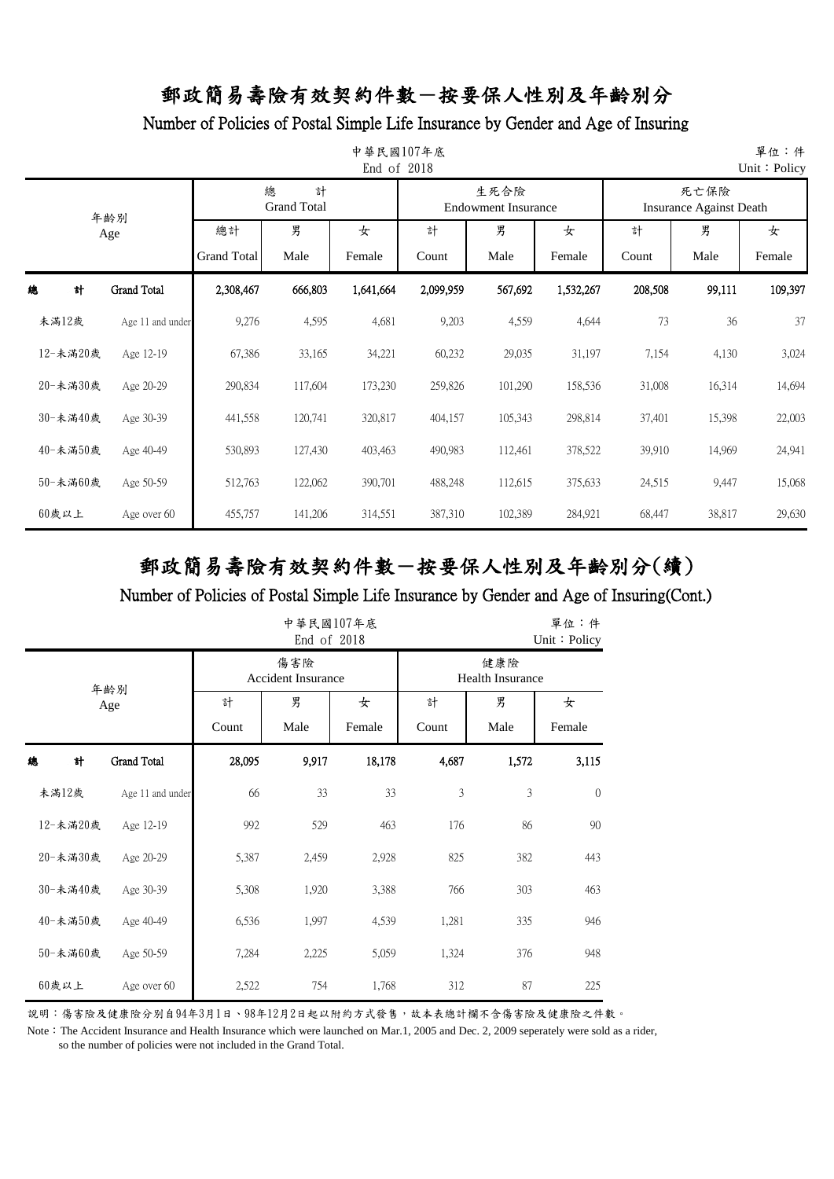# 郵政簡易壽險有效契約件數－按要保人性別及年齡別分

## Number of Policies of Postal Simple Life Insurance by Gender and Age of Insuring

中華民國107年底
End of 2018

單位：件
Unit：Policy

| 年齡別 Age | | 總計 Grand Total 總計 Grand Total | 總計 Grand Total 男 Male | 總計 Grand Total 女 Female | 生死合險 Endowment Insurance 計 Count | 生死合險 Endowment Insurance 男 Male | 生死合險 Endowment Insurance 女 Female | 死亡保險 Insurance Against Death 計 Count | 死亡保險 Insurance Against Death 男 Male | 死亡保險 Insurance Against Death 女 Female |
|---|---|---|---|---|---|---|---|---|---|---|
| 總計 | Grand Total | 2,308,467 | 666,803 | 1,641,664 | 2,099,959 | 567,692 | 1,532,267 | 208,508 | 99,111 | 109,397 |
| 未滿12歲 | Age 11 and under | 9,276 | 4,595 | 4,681 | 9,203 | 4,559 | 4,644 | 73 | 36 | 37 |
| 12-未滿20歲 | Age 12-19 | 67,386 | 33,165 | 34,221 | 60,232 | 29,035 | 31,197 | 7,154 | 4,130 | 3,024 |
| 20-未滿30歲 | Age 20-29 | 290,834 | 117,604 | 173,230 | 259,826 | 101,290 | 158,536 | 31,008 | 16,314 | 14,694 |
| 30-未滿40歲 | Age 30-39 | 441,558 | 120,741 | 320,817 | 404,157 | 105,343 | 298,814 | 37,401 | 15,398 | 22,003 |
| 40-未滿50歲 | Age 40-49 | 530,893 | 127,430 | 403,463 | 490,983 | 112,461 | 378,522 | 39,910 | 14,969 | 24,941 |
| 50-未滿60歲 | Age 50-59 | 512,763 | 122,062 | 390,701 | 488,248 | 112,615 | 375,633 | 24,515 | 9,447 | 15,068 |
| 60歲以上 | Age over 60 | 455,757 | 141,206 | 314,551 | 387,310 | 102,389 | 284,921 | 68,447 | 38,817 | 29,630 |

# 郵政簡易壽險有效契約件數－按要保人性別及年齡別分(續)

## Number of Policies of Postal Simple Life Insurance by Gender and Age of Insuring(Cont.)

中華民國107年底
End of 2018

單位：件
Unit：Policy

| 年齡別 Age | | 傷害險 Accident Insurance 計 Count | 傷害險 Accident Insurance 男 Male | 傷害險 Accident Insurance 女 Female | 健康險 Health Insurance 計 Count | 健康險 Health Insurance 男 Male | 健康險 Health Insurance 女 Female |
|---|---|---|---|---|---|---|---|
| 總計 | Grand Total | 28,095 | 9,917 | 18,178 | 4,687 | 1,572 | 3,115 |
| 未滿12歲 | Age 11 and under | 66 | 33 | 33 | 3 | 3 | 0 |
| 12-未滿20歲 | Age 12-19 | 992 | 529 | 463 | 176 | 86 | 90 |
| 20-未滿30歲 | Age 20-29 | 5,387 | 2,459 | 2,928 | 825 | 382 | 443 |
| 30-未滿40歲 | Age 30-39 | 5,308 | 1,920 | 3,388 | 766 | 303 | 463 |
| 40-未滿50歲 | Age 40-49 | 6,536 | 1,997 | 4,539 | 1,281 | 335 | 946 |
| 50-未滿60歲 | Age 50-59 | 7,284 | 2,225 | 5,059 | 1,324 | 376 | 948 |
| 60歲以上 | Age over 60 | 2,522 | 754 | 1,768 | 312 | 87 | 225 |

說明：傷害險及健康險分別自94年3月1日、98年12月2日起以附約方式發售，故本表總計欄不含傷害險及健康險之件數。

Note：The Accident Insurance and Health Insurance which were launched on Mar.1, 2005 and Dec. 2, 2009 seperately were sold as a rider, so the number of policies were not included in the Grand Total.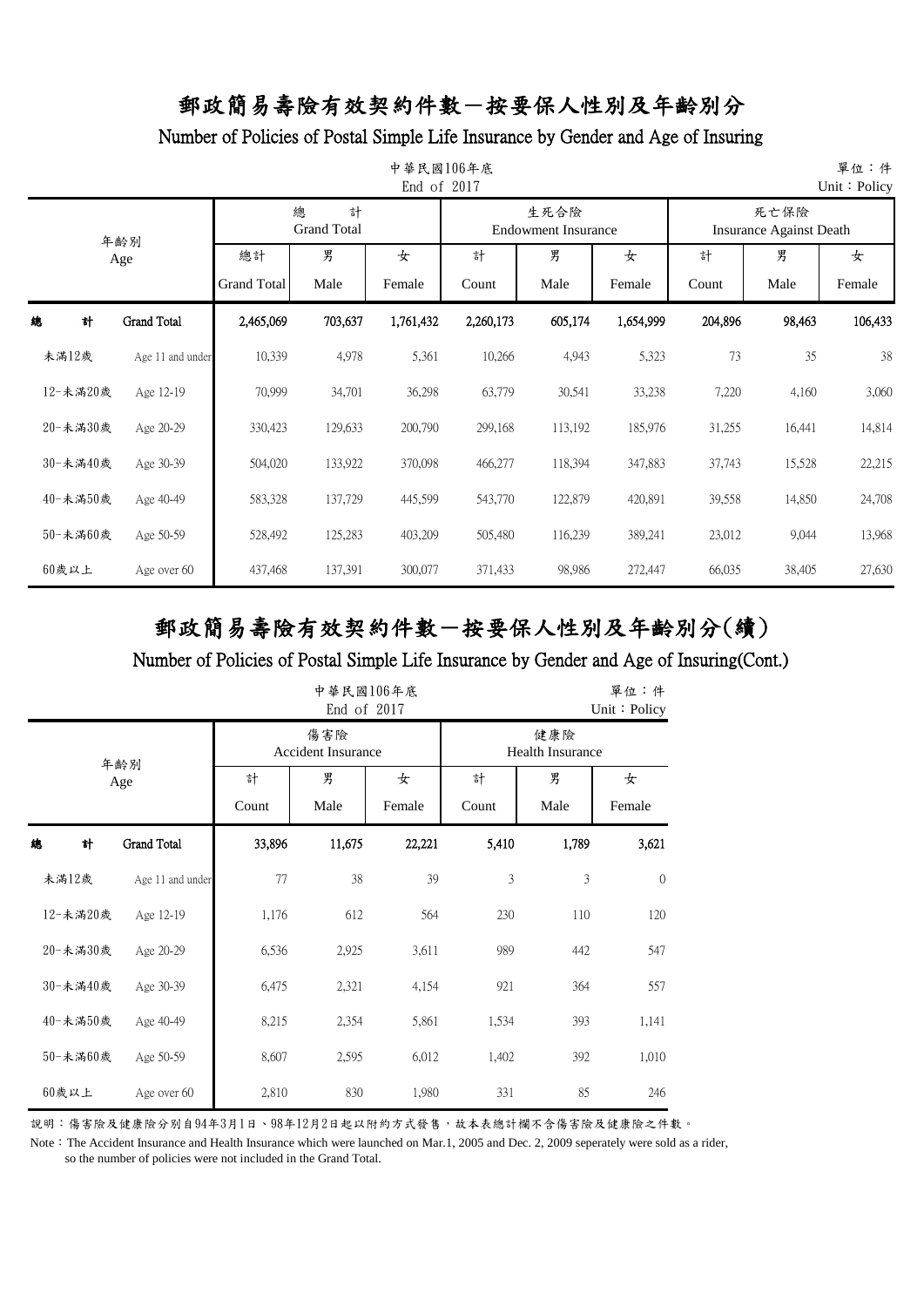# 郵政簡易壽險有效契約件數－按要保人性別及年齡別分

## Number of Policies of Postal Simple Life Insurance by Gender and Age of Insuring

中華民國106年底
End of 2017

單位：件
Unit：Policy

| 年齡別 Age | | 總計 Grand Total 總計 Grand Total | 總計 Grand Total 男 Male | 總計 Grand Total 女 Female | 生死合險 Endowment Insurance 計 Count | 生死合險 Endowment Insurance 男 Male | 生死合險 Endowment Insurance 女 Female | 死亡保險 Insurance Against Death 計 Count | 死亡保險 Insurance Against Death 男 Male | 死亡保險 Insurance Against Death 女 Female |
|---|---|---|---|---|---|---|---|---|---|---|
| 總計 | Grand Total | 2,465,069 | 703,637 | 1,761,432 | 2,260,173 | 605,174 | 1,654,999 | 204,896 | 98,463 | 106,433 |
| 未滿12歲 | Age 11 and under | 10,339 | 4,978 | 5,361 | 10,266 | 4,943 | 5,323 | 73 | 35 | 38 |
| 12-未滿20歲 | Age 12-19 | 70,999 | 34,701 | 36,298 | 63,779 | 30,541 | 33,238 | 7,220 | 4,160 | 3,060 |
| 20-未滿30歲 | Age 20-29 | 330,423 | 129,633 | 200,790 | 299,168 | 113,192 | 185,976 | 31,255 | 16,441 | 14,814 |
| 30-未滿40歲 | Age 30-39 | 504,020 | 133,922 | 370,098 | 466,277 | 118,394 | 347,883 | 37,743 | 15,528 | 22,215 |
| 40-未滿50歲 | Age 40-49 | 583,328 | 137,729 | 445,599 | 543,770 | 122,879 | 420,891 | 39,558 | 14,850 | 24,708 |
| 50-未滿60歲 | Age 50-59 | 528,492 | 125,283 | 403,209 | 505,480 | 116,239 | 389,241 | 23,012 | 9,044 | 13,968 |
| 60歲以上 | Age over 60 | 437,468 | 137,391 | 300,077 | 371,433 | 98,986 | 272,447 | 66,035 | 38,405 | 27,630 |

# 郵政簡易壽險有效契約件數－按要保人性別及年齡別分(續)

## Number of Policies of Postal Simple Life Insurance by Gender and Age of Insuring(Cont.)

中華民國106年底
End of 2017

單位：件
Unit：Policy

| 年齡別 Age | | 傷害險 Accident Insurance 計 Count | 傷害險 Accident Insurance 男 Male | 傷害險 Accident Insurance 女 Female | 健康險 Health Insurance 計 Count | 健康險 Health Insurance 男 Male | 健康險 Health Insurance 女 Female |
|---|---|---|---|---|---|---|---|
| 總計 | Grand Total | 33,896 | 11,675 | 22,221 | 5,410 | 1,789 | 3,621 |
| 未滿12歲 | Age 11 and under | 77 | 38 | 39 | 3 | 3 | 0 |
| 12-未滿20歲 | Age 12-19 | 1,176 | 612 | 564 | 230 | 110 | 120 |
| 20-未滿30歲 | Age 20-29 | 6,536 | 2,925 | 3,611 | 989 | 442 | 547 |
| 30-未滿40歲 | Age 30-39 | 6,475 | 2,321 | 4,154 | 921 | 364 | 557 |
| 40-未滿50歲 | Age 40-49 | 8,215 | 2,354 | 5,861 | 1,534 | 393 | 1,141 |
| 50-未滿60歲 | Age 50-59 | 8,607 | 2,595 | 6,012 | 1,402 | 392 | 1,010 |
| 60歲以上 | Age over 60 | 2,810 | 830 | 1,980 | 331 | 85 | 246 |

說明：傷害險及健康險分別自94年3月1日、98年12月2日起以附約方式發售，故本表總計欄不含傷害險及健康險之件數。

Note：The Accident Insurance and Health Insurance which were launched on Mar.1, 2005 and Dec. 2, 2009 seperately were sold as a rider, so the number of policies were not included in the Grand Total.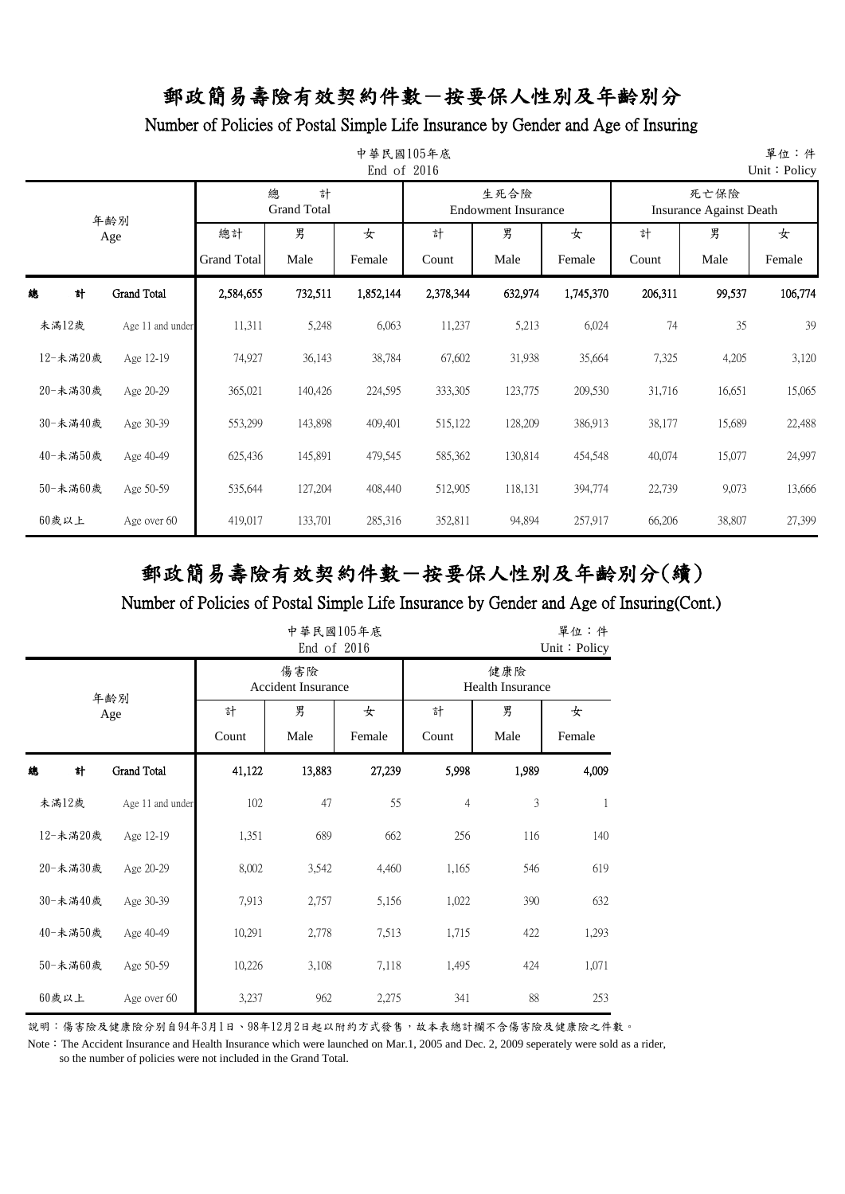# 郵政簡易壽險有效契約件數－按要保人性別及年齡別分

## Number of Policies of Postal Simple Life Insurance by Gender and Age of Insuring

中華民國105年底
End of 2016

單位：件
Unit：Policy

| 年齡別 Age | | 總計 Grand Total | | | 生死合險 Endowment Insurance | | | 死亡保險 Insurance Against Death | | |
|---|---|---|---|---|---|---|---|---|---|---|
| | | 總計 Grand Total | 男 Male | 女 Female | 計 Count | 男 Male | 女 Female | 計 Count | 男 Male | 女 Female |
| 總計 | Grand Total | 2,584,655 | 732,511 | 1,852,144 | 2,378,344 | 632,974 | 1,745,370 | 206,311 | 99,537 | 106,774 |
| 未滿12歲 | Age 11 and under | 11,311 | 5,248 | 6,063 | 11,237 | 5,213 | 6,024 | 74 | 35 | 39 |
| 12-未滿20歲 | Age 12-19 | 74,927 | 36,143 | 38,784 | 67,602 | 31,938 | 35,664 | 7,325 | 4,205 | 3,120 |
| 20-未滿30歲 | Age 20-29 | 365,021 | 140,426 | 224,595 | 333,305 | 123,775 | 209,530 | 31,716 | 16,651 | 15,065 |
| 30-未滿40歲 | Age 30-39 | 553,299 | 143,898 | 409,401 | 515,122 | 128,209 | 386,913 | 38,177 | 15,689 | 22,488 |
| 40-未滿50歲 | Age 40-49 | 625,436 | 145,891 | 479,545 | 585,362 | 130,814 | 454,548 | 40,074 | 15,077 | 24,997 |
| 50-未滿60歲 | Age 50-59 | 535,644 | 127,204 | 408,440 | 512,905 | 118,131 | 394,774 | 22,739 | 9,073 | 13,666 |
| 60歲以上 | Age over 60 | 419,017 | 133,701 | 285,316 | 352,811 | 94,894 | 257,917 | 66,206 | 38,807 | 27,399 |

# 郵政簡易壽險有效契約件數－按要保人性別及年齡別分(續)

## Number of Policies of Postal Simple Life Insurance by Gender and Age of Insuring(Cont.)

中華民國105年底
End of 2016

單位：件
Unit：Policy

| 年齡別 Age | | 傷害險 Accident Insurance | | | 健康險 Health Insurance | | |
|---|---|---|---|---|---|---|---|
| | | 計 Count | 男 Male | 女 Female | 計 Count | 男 Male | 女 Female |
| 總計 | Grand Total | 41,122 | 13,883 | 27,239 | 5,998 | 1,989 | 4,009 |
| 未滿12歲 | Age 11 and under | 102 | 47 | 55 | 4 | 3 | 1 |
| 12-未滿20歲 | Age 12-19 | 1,351 | 689 | 662 | 256 | 116 | 140 |
| 20-未滿30歲 | Age 20-29 | 8,002 | 3,542 | 4,460 | 1,165 | 546 | 619 |
| 30-未滿40歲 | Age 30-39 | 7,913 | 2,757 | 5,156 | 1,022 | 390 | 632 |
| 40-未滿50歲 | Age 40-49 | 10,291 | 2,778 | 7,513 | 1,715 | 422 | 1,293 |
| 50-未滿60歲 | Age 50-59 | 10,226 | 3,108 | 7,118 | 1,495 | 424 | 1,071 |
| 60歲以上 | Age over 60 | 3,237 | 962 | 2,275 | 341 | 88 | 253 |

說明：傷害險及健康險分別自94年3月1日、98年12月2日起以附約方式發售，故本表總計欄不含傷害險及健康險之件數。

Note：The Accident Insurance and Health Insurance which were launched on Mar.1, 2005 and Dec. 2, 2009 seperately were sold as a rider, so the number of policies were not included in the Grand Total.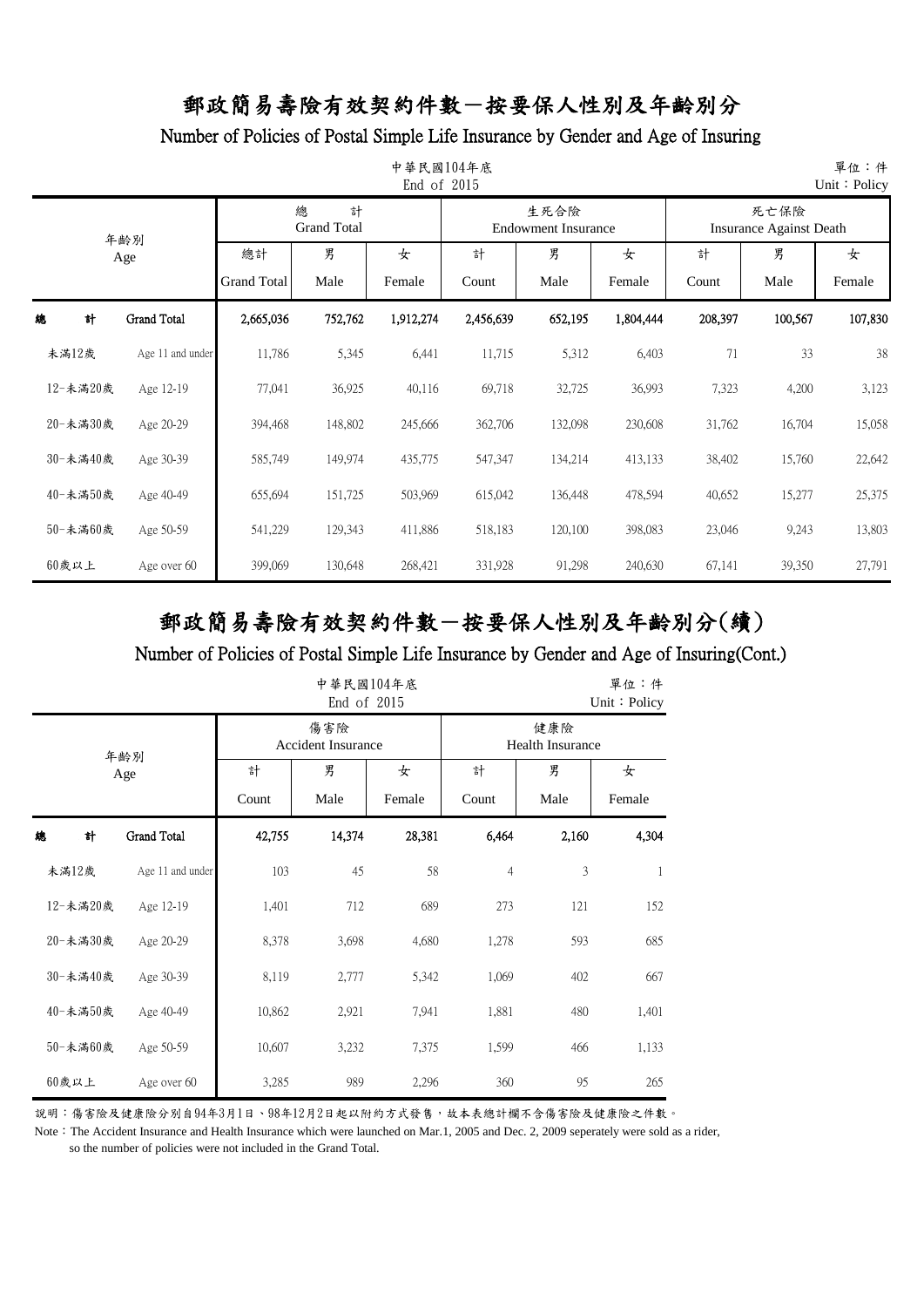# 郵政簡易壽險有效契約件數－按要保人性別及年齡別分

## Number of Policies of Postal Simple Life Insurance by Gender and Age of Insuring

中華民國104年底
End of 2015

單位：件
Unit：Policy

| 年齡別 Age | | 總計 Grand Total | | | 生死合險 Endowment Insurance | | | 死亡保險 Insurance Against Death | | |
|---|---|---|---|---|---|---|---|---|---|---|
| | | 總計 Grand Total | 男 Male | 女 Female | 計 Count | 男 Male | 女 Female | 計 Count | 男 Male | 女 Female |
| **總計** | **Grand Total** | **2,665,036** | **752,762** | **1,912,274** | **2,456,639** | **652,195** | **1,804,444** | **208,397** | **100,567** | **107,830** |
| 未滿12歲 | Age 11 and under | 11,786 | 5,345 | 6,441 | 11,715 | 5,312 | 6,403 | 71 | 33 | 38 |
| 12-未滿20歲 | Age 12-19 | 77,041 | 36,925 | 40,116 | 69,718 | 32,725 | 36,993 | 7,323 | 4,200 | 3,123 |
| 20-未滿30歲 | Age 20-29 | 394,468 | 148,802 | 245,666 | 362,706 | 132,098 | 230,608 | 31,762 | 16,704 | 15,058 |
| 30-未滿40歲 | Age 30-39 | 585,749 | 149,974 | 435,775 | 547,347 | 134,214 | 413,133 | 38,402 | 15,760 | 22,642 |
| 40-未滿50歲 | Age 40-49 | 655,694 | 151,725 | 503,969 | 615,042 | 136,448 | 478,594 | 40,652 | 15,277 | 25,375 |
| 50-未滿60歲 | Age 50-59 | 541,229 | 129,343 | 411,886 | 518,183 | 120,100 | 398,083 | 23,046 | 9,243 | 13,803 |
| 60歲以上 | Age over 60 | 399,069 | 130,648 | 268,421 | 331,928 | 91,298 | 240,630 | 67,141 | 39,350 | 27,791 |

# 郵政簡易壽險有效契約件數－按要保人性別及年齡別分(續)

## Number of Policies of Postal Simple Life Insurance by Gender and Age of Insuring(Cont.)

中華民國104年底
End of 2015

單位：件
Unit：Policy

| 年齡別 Age | | 傷害險 Accident Insurance | | | 健康險 Health Insurance | | |
|---|---|---|---|---|---|---|---|
| | | 計 Count | 男 Male | 女 Female | 計 Count | 男 Male | 女 Female |
| **總計** | **Grand Total** | **42,755** | **14,374** | **28,381** | **6,464** | **2,160** | **4,304** |
| 未滿12歲 | Age 11 and under | 103 | 45 | 58 | 4 | 3 | 1 |
| 12-未滿20歲 | Age 12-19 | 1,401 | 712 | 689 | 273 | 121 | 152 |
| 20-未滿30歲 | Age 20-29 | 8,378 | 3,698 | 4,680 | 1,278 | 593 | 685 |
| 30-未滿40歲 | Age 30-39 | 8,119 | 2,777 | 5,342 | 1,069 | 402 | 667 |
| 40-未滿50歲 | Age 40-49 | 10,862 | 2,921 | 7,941 | 1,881 | 480 | 1,401 |
| 50-未滿60歲 | Age 50-59 | 10,607 | 3,232 | 7,375 | 1,599 | 466 | 1,133 |
| 60歲以上 | Age over 60 | 3,285 | 989 | 2,296 | 360 | 95 | 265 |

說明：傷害險及健康險分別自94年3月1日、98年12月2日起以附約方式發售，故本表總計欄不含傷害險及健康險之件數。

Note：The Accident Insurance and Health Insurance which were launched on Mar.1, 2005 and Dec. 2, 2009 seperately were sold as a rider, so the number of policies were not included in the Grand Total.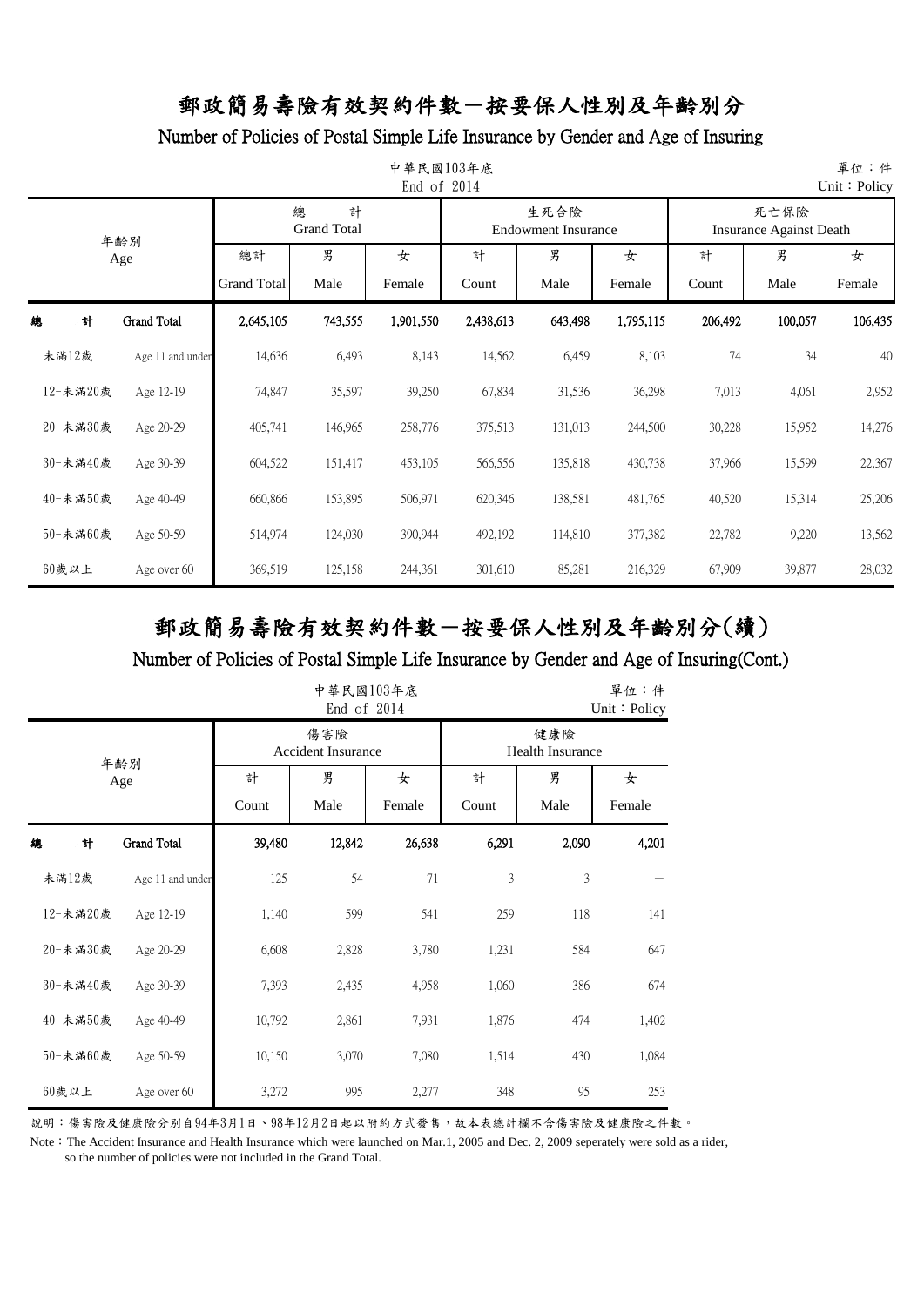# 郵政簡易壽險有效契約件數－按要保人性別及年齡別分

## Number of Policies of Postal Simple Life Insurance by Gender and Age of Insuring

中華民國103年底
End of 2014

單位：件
Unit：Policy

| 年齡別 Age | | 總計 Grand Total | | | 生死合險 Endowment Insurance | | | 死亡保險 Insurance Against Death | | |
|---|---|---|---|---|---|---|---|---|---|---|
| | | 總計 Grand Total | 男 Male | 女 Female | 計 Count | 男 Male | 女 Female | 計 Count | 男 Male | 女 Female |
| **總　計** | **Grand Total** | **2,645,105** | **743,555** | **1,901,550** | **2,438,613** | **643,498** | **1,795,115** | **206,492** | **100,057** | **106,435** |
| 未滿12歲 | Age 11 and under | 14,636 | 6,493 | 8,143 | 14,562 | 6,459 | 8,103 | 74 | 34 | 40 |
| 12-未滿20歲 | Age 12-19 | 74,847 | 35,597 | 39,250 | 67,834 | 31,536 | 36,298 | 7,013 | 4,061 | 2,952 |
| 20-未滿30歲 | Age 20-29 | 405,741 | 146,965 | 258,776 | 375,513 | 131,013 | 244,500 | 30,228 | 15,952 | 14,276 |
| 30-未滿40歲 | Age 30-39 | 604,522 | 151,417 | 453,105 | 566,556 | 135,818 | 430,738 | 37,966 | 15,599 | 22,367 |
| 40-未滿50歲 | Age 40-49 | 660,866 | 153,895 | 506,971 | 620,346 | 138,581 | 481,765 | 40,520 | 15,314 | 25,206 |
| 50-未滿60歲 | Age 50-59 | 514,974 | 124,030 | 390,944 | 492,192 | 114,810 | 377,382 | 22,782 | 9,220 | 13,562 |
| 60歲以上 | Age over 60 | 369,519 | 125,158 | 244,361 | 301,610 | 85,281 | 216,329 | 67,909 | 39,877 | 28,032 |

# 郵政簡易壽險有效契約件數－按要保人性別及年齡別分(續)

## Number of Policies of Postal Simple Life Insurance by Gender and Age of Insuring(Cont.)

中華民國103年底
End of 2014

單位：件
Unit：Policy

| 年齡別 Age | | 傷害險 Accident Insurance | | | 健康險 Health Insurance | | |
|---|---|---|---|---|---|---|---|
| | | 計 Count | 男 Male | 女 Female | 計 Count | 男 Male | 女 Female |
| **總　計** | **Grand Total** | **39,480** | **12,842** | **26,638** | **6,291** | **2,090** | **4,201** |
| 未滿12歲 | Age 11 and under | 125 | 54 | 71 | 3 | 3 | － |
| 12-未滿20歲 | Age 12-19 | 1,140 | 599 | 541 | 259 | 118 | 141 |
| 20-未滿30歲 | Age 20-29 | 6,608 | 2,828 | 3,780 | 1,231 | 584 | 647 |
| 30-未滿40歲 | Age 30-39 | 7,393 | 2,435 | 4,958 | 1,060 | 386 | 674 |
| 40-未滿50歲 | Age 40-49 | 10,792 | 2,861 | 7,931 | 1,876 | 474 | 1,402 |
| 50-未滿60歲 | Age 50-59 | 10,150 | 3,070 | 7,080 | 1,514 | 430 | 1,084 |
| 60歲以上 | Age over 60 | 3,272 | 995 | 2,277 | 348 | 95 | 253 |

說明：傷害險及健康險分別自94年3月1日、98年12月2日起以附約方式發售，故本表總計欄不含傷害險及健康險之件數。

Note：The Accident Insurance and Health Insurance which were launched on Mar.1, 2005 and Dec. 2, 2009 seperately were sold as a rider, so the number of policies were not included in the Grand Total.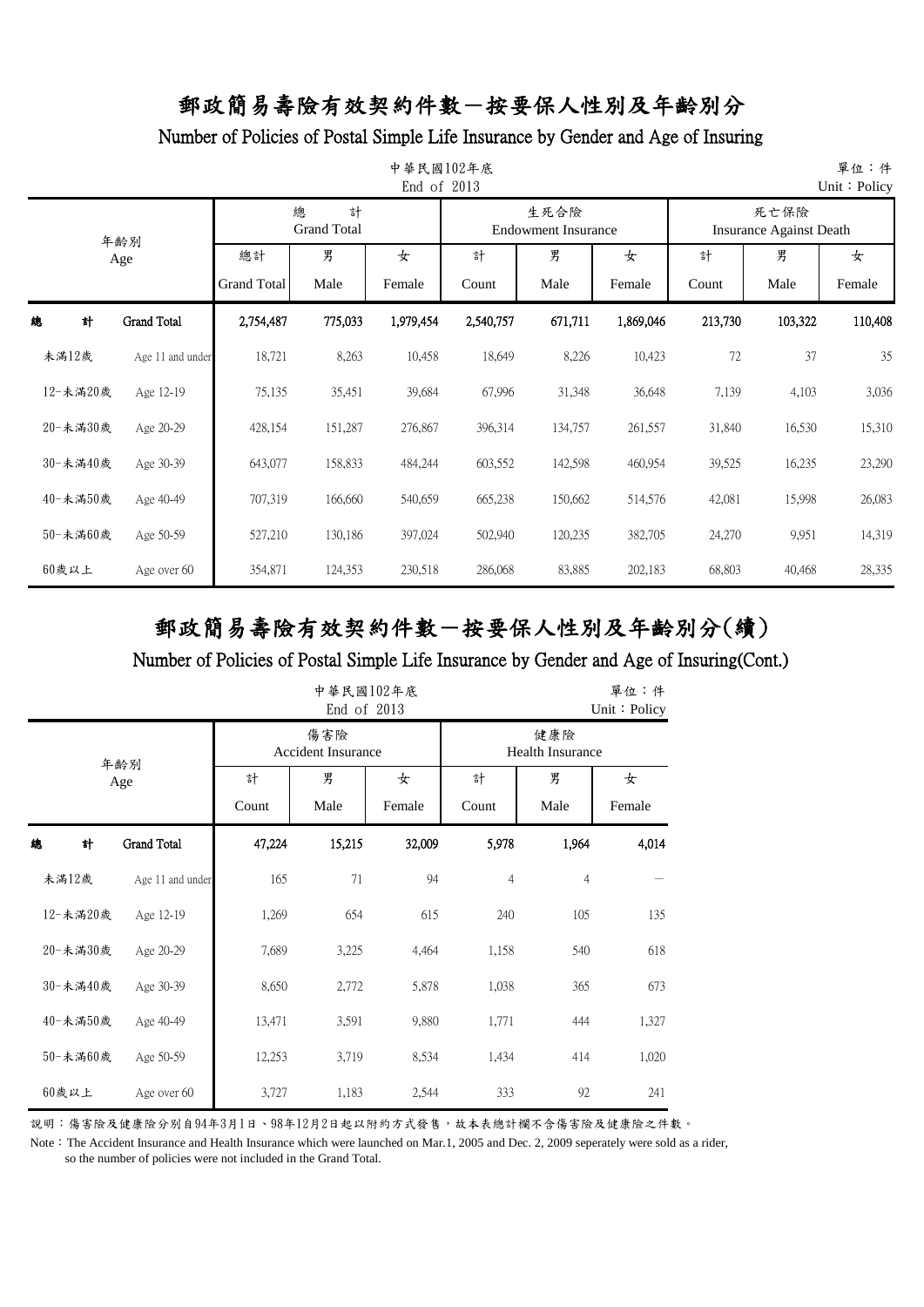# 郵政簡易壽險有效契約件數－按要保人性別及年齡別分

## Number of Policies of Postal Simple Life Insurance by Gender and Age of Insuring

中華民國102年底
End of 2013

單位：件
Unit：Policy

| 年齡別 Age | | 總計 Grand Total | | | 生死合險 Endowment Insurance | | | 死亡保險 Insurance Against Death | | |
|---|---|---|---|---|---|---|---|---|---|---|
| | | 總計 Grand Total | 男 Male | 女 Female | 計 Count | 男 Male | 女 Female | 計 Count | 男 Male | 女 Female |
| 總計 | Grand Total | 2,754,487 | 775,033 | 1,979,454 | 2,540,757 | 671,711 | 1,869,046 | 213,730 | 103,322 | 110,408 |
| 未滿12歲 | Age 11 and under | 18,721 | 8,263 | 10,458 | 18,649 | 8,226 | 10,423 | 72 | 37 | 35 |
| 12-未滿20歲 | Age 12-19 | 75,135 | 35,451 | 39,684 | 67,996 | 31,348 | 36,648 | 7,139 | 4,103 | 3,036 |
| 20-未滿30歲 | Age 20-29 | 428,154 | 151,287 | 276,867 | 396,314 | 134,757 | 261,557 | 31,840 | 16,530 | 15,310 |
| 30-未滿40歲 | Age 30-39 | 643,077 | 158,833 | 484,244 | 603,552 | 142,598 | 460,954 | 39,525 | 16,235 | 23,290 |
| 40-未滿50歲 | Age 40-49 | 707,319 | 166,660 | 540,659 | 665,238 | 150,662 | 514,576 | 42,081 | 15,998 | 26,083 |
| 50-未滿60歲 | Age 50-59 | 527,210 | 130,186 | 397,024 | 502,940 | 120,235 | 382,705 | 24,270 | 9,951 | 14,319 |
| 60歲以上 | Age over 60 | 354,871 | 124,353 | 230,518 | 286,068 | 83,885 | 202,183 | 68,803 | 40,468 | 28,335 |

# 郵政簡易壽險有效契約件數－按要保人性別及年齡別分(續)

## Number of Policies of Postal Simple Life Insurance by Gender and Age of Insuring(Cont.)

中華民國102年底
End of 2013

單位：件
Unit：Policy

| 年齡別 Age | | 傷害險 Accident Insurance | | | 健康險 Health Insurance | | |
|---|---|---|---|---|---|---|---|
| | | 計 Count | 男 Male | 女 Female | 計 Count | 男 Male | 女 Female |
| 總計 | Grand Total | 47,224 | 15,215 | 32,009 | 5,978 | 1,964 | 4,014 |
| 未滿12歲 | Age 11 and under | 165 | 71 | 94 | 4 | 4 | － |
| 12-未滿20歲 | Age 12-19 | 1,269 | 654 | 615 | 240 | 105 | 135 |
| 20-未滿30歲 | Age 20-29 | 7,689 | 3,225 | 4,464 | 1,158 | 540 | 618 |
| 30-未滿40歲 | Age 30-39 | 8,650 | 2,772 | 5,878 | 1,038 | 365 | 673 |
| 40-未滿50歲 | Age 40-49 | 13,471 | 3,591 | 9,880 | 1,771 | 444 | 1,327 |
| 50-未滿60歲 | Age 50-59 | 12,253 | 3,719 | 8,534 | 1,434 | 414 | 1,020 |
| 60歲以上 | Age over 60 | 3,727 | 1,183 | 2,544 | 333 | 92 | 241 |

說明：傷害險及健康險分別自94年3月1日、98年12月2日起以附約方式發售，故本表總計欄不含傷害險及健康險之件數。

Note：The Accident Insurance and Health Insurance which were launched on Mar.1, 2005 and Dec. 2, 2009 seperately were sold as a rider, so the number of policies were not included in the Grand Total.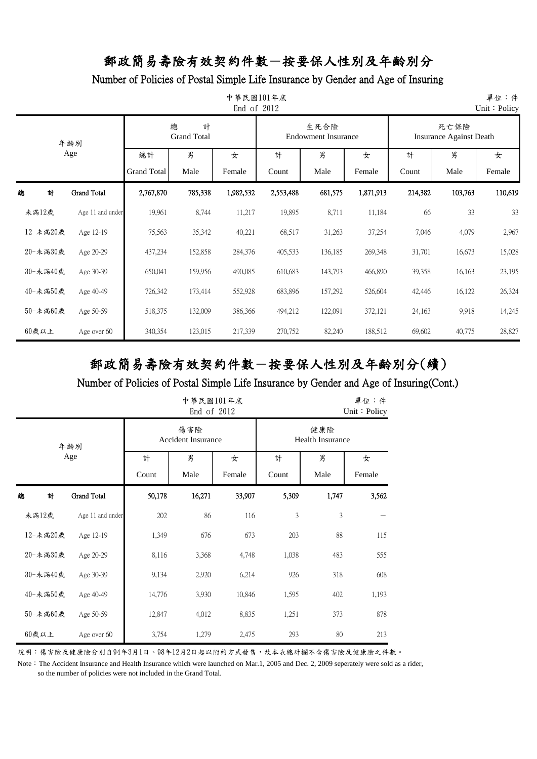# 郵政簡易壽險有效契約件數－按要保人性別及年齡別分

## Number of Policies of Postal Simple Life Insurance by Gender and Age of Insuring

中華民國101年底
End of 2012

單位：件
Unit：Policy

| 年齡別 Age | | 總計 Grand Total | | | 生死合險 Endowment Insurance | | | 死亡保險 Insurance Against Death | | |
|---|---|---|---|---|---|---|---|---|---|---|
| | | 總計 Grand Total | 男 Male | 女 Female | 計 Count | 男 Male | 女 Female | 計 Count | 男 Male | 女 Female |
| 總計 | Grand Total | 2,767,870 | 785,338 | 1,982,532 | 2,553,488 | 681,575 | 1,871,913 | 214,382 | 103,763 | 110,619 |
| 未滿12歲 | Age 11 and under | 19,961 | 8,744 | 11,217 | 19,895 | 8,711 | 11,184 | 66 | 33 | 33 |
| 12-未滿20歲 | Age 12-19 | 75,563 | 35,342 | 40,221 | 68,517 | 31,263 | 37,254 | 7,046 | 4,079 | 2,967 |
| 20-未滿30歲 | Age 20-29 | 437,234 | 152,858 | 284,376 | 405,533 | 136,185 | 269,348 | 31,701 | 16,673 | 15,028 |
| 30-未滿40歲 | Age 30-39 | 650,041 | 159,956 | 490,085 | 610,683 | 143,793 | 466,890 | 39,358 | 16,163 | 23,195 |
| 40-未滿50歲 | Age 40-49 | 726,342 | 173,414 | 552,928 | 683,896 | 157,292 | 526,604 | 42,446 | 16,122 | 26,324 |
| 50-未滿60歲 | Age 50-59 | 518,375 | 132,009 | 386,366 | 494,212 | 122,091 | 372,121 | 24,163 | 9,918 | 14,245 |
| 60歲以上 | Age over 60 | 340,354 | 123,015 | 217,339 | 270,752 | 82,240 | 188,512 | 69,602 | 40,775 | 28,827 |

# 郵政簡易壽險有效契約件數－按要保人性別及年齡別分(續)

## Number of Policies of Postal Simple Life Insurance by Gender and Age of Insuring(Cont.)

中華民國101年底
End of 2012

單位：件
Unit：Policy

| 年齡別 Age | | 傷害險 Accident Insurance | | | 健康險 Health Insurance | | |
|---|---|---|---|---|---|---|---|
| | | 計 Count | 男 Male | 女 Female | 計 Count | 男 Male | 女 Female |
| 總計 | Grand Total | 50,178 | 16,271 | 33,907 | 5,309 | 1,747 | 3,562 |
| 未滿12歲 | Age 11 and under | 202 | 86 | 116 | 3 | 3 | － |
| 12-未滿20歲 | Age 12-19 | 1,349 | 676 | 673 | 203 | 88 | 115 |
| 20-未滿30歲 | Age 20-29 | 8,116 | 3,368 | 4,748 | 1,038 | 483 | 555 |
| 30-未滿40歲 | Age 30-39 | 9,134 | 2,920 | 6,214 | 926 | 318 | 608 |
| 40-未滿50歲 | Age 40-49 | 14,776 | 3,930 | 10,846 | 1,595 | 402 | 1,193 |
| 50-未滿60歲 | Age 50-59 | 12,847 | 4,012 | 8,835 | 1,251 | 373 | 878 |
| 60歲以上 | Age over 60 | 3,754 | 1,279 | 2,475 | 293 | 80 | 213 |

說明：傷害險及健康險分別自94年3月1日、98年12月2日起以附約方式發售，故本表總計欄不含傷害險及健康險之件數。

Note：The Accident Insurance and Health Insurance which were launched on Mar.1, 2005 and Dec. 2, 2009 seperately were sold as a rider, so the number of policies were not included in the Grand Total.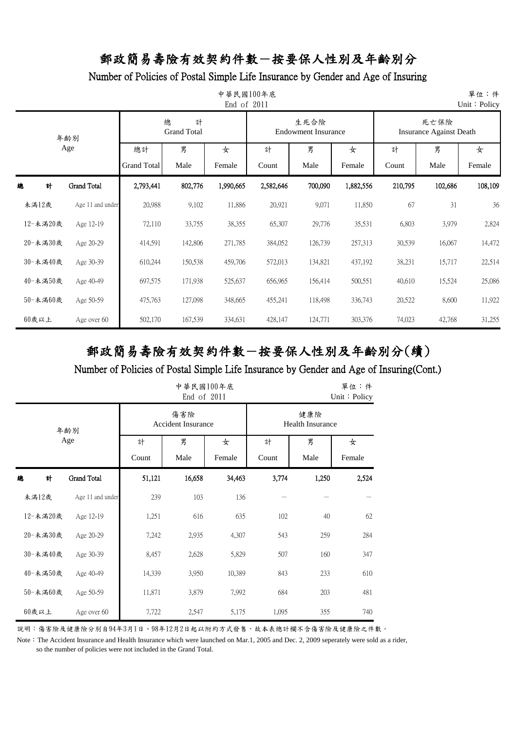# 郵政簡易壽險有效契約件數－按要保人性別及年齡別分

## Number of Policies of Postal Simple Life Insurance by Gender and Age of Insuring

中華民國100年底
End of 2011

單位：件
Unit：Policy

| 年齡別 Age | | 總計 Grand Total | | | 生死合險 Endowment Insurance | | | 死亡保險 Insurance Against Death | | |
|---|---|---|---|---|---|---|---|---|---|---|
| | | 總計 Grand Total | 男 Male | 女 Female | 計 Count | 男 Male | 女 Female | 計 Count | 男 Male | 女 Female |
| **總計** | **Grand Total** | **2,793,441** | **802,776** | **1,990,665** | **2,582,646** | **700,090** | **1,882,556** | **210,795** | **102,686** | **108,109** |
| 未滿12歲 | Age 11 and under | 20,988 | 9,102 | 11,886 | 20,921 | 9,071 | 11,850 | 67 | 31 | 36 |
| 12-未滿20歲 | Age 12-19 | 72,110 | 33,755 | 38,355 | 65,307 | 29,776 | 35,531 | 6,803 | 3,979 | 2,824 |
| 20-未滿30歲 | Age 20-29 | 414,591 | 142,806 | 271,785 | 384,052 | 126,739 | 257,313 | 30,539 | 16,067 | 14,472 |
| 30-未滿40歲 | Age 30-39 | 610,244 | 150,538 | 459,706 | 572,013 | 134,821 | 437,192 | 38,231 | 15,717 | 22,514 |
| 40-未滿50歲 | Age 40-49 | 697,575 | 171,938 | 525,637 | 656,965 | 156,414 | 500,551 | 40,610 | 15,524 | 25,086 |
| 50-未滿60歲 | Age 50-59 | 475,763 | 127,098 | 348,665 | 455,241 | 118,498 | 336,743 | 20,522 | 8,600 | 11,922 |
| 60歲以上 | Age over 60 | 502,170 | 167,539 | 334,631 | 428,147 | 124,771 | 303,376 | 74,023 | 42,768 | 31,255 |

# 郵政簡易壽險有效契約件數－按要保人性別及年齡別分(續)

## Number of Policies of Postal Simple Life Insurance by Gender and Age of Insuring(Cont.)

中華民國100年底
End of 2011

單位：件
Unit：Policy

| 年齡別 Age | | 傷害險 Accident Insurance | | | 健康險 Health Insurance | | |
|---|---|---|---|---|---|---|---|
| | | 計 Count | 男 Male | 女 Female | 計 Count | 男 Male | 女 Female |
| **總計** | **Grand Total** | **51,121** | **16,658** | **34,463** | **3,774** | **1,250** | **2,524** |
| 未滿12歲 | Age 11 and under | 239 | 103 | 136 | － | － | － |
| 12-未滿20歲 | Age 12-19 | 1,251 | 616 | 635 | 102 | 40 | 62 |
| 20-未滿30歲 | Age 20-29 | 7,242 | 2,935 | 4,307 | 543 | 259 | 284 |
| 30-未滿40歲 | Age 30-39 | 8,457 | 2,628 | 5,829 | 507 | 160 | 347 |
| 40-未滿50歲 | Age 40-49 | 14,339 | 3,950 | 10,389 | 843 | 233 | 610 |
| 50-未滿60歲 | Age 50-59 | 11,871 | 3,879 | 7,992 | 684 | 203 | 481 |
| 60歲以上 | Age over 60 | 7,722 | 2,547 | 5,175 | 1,095 | 355 | 740 |

說明：傷害險及健康險分別自94年3月1日、98年12月2日起以附約方式發售，故本表總計欄不含傷害險及健康險之件數。

Note：The Accident Insurance and Health Insurance which were launched on Mar.1, 2005 and Dec. 2, 2009 seperately were sold as a rider, so the number of policies were not included in the Grand Total.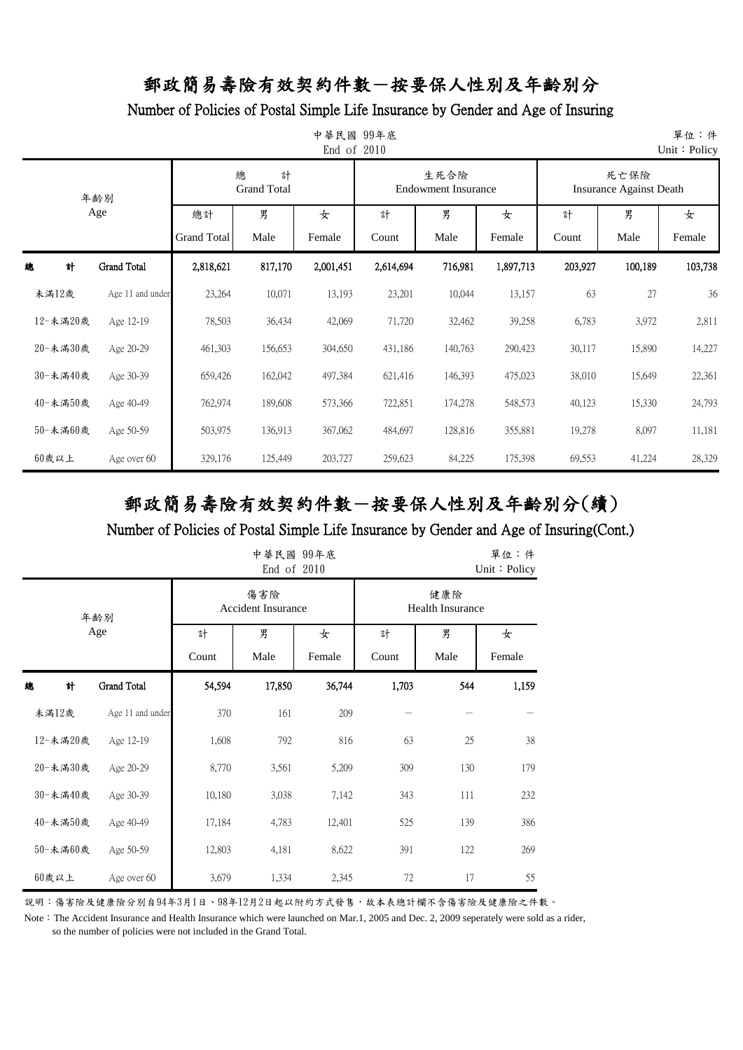# 郵政簡易壽險有效契約件數－按要保人性別及年齡別分

## Number of Policies of Postal Simple Life Insurance by Gender and Age of Insuring

中華民國 99年底
End of 2010

單位：件
Unit：Policy

| 年齡別 | Age | 總計 Grand Total | | | 生死合險 Endowment Insurance | | | 死亡保險 Insurance Against Death | | |
|---|---|---|---|---|---|---|---|---|---|---|
| | | 總計 Grand Total | 男 Male | 女 Female | 計 Count | 男 Male | 女 Female | 計 Count | 男 Male | 女 Female |
| 總計 | Grand Total | 2,818,621 | 817,170 | 2,001,451 | 2,614,694 | 716,981 | 1,897,713 | 203,927 | 100,189 | 103,738 |
| 未滿12歲 | Age 11 and under | 23,264 | 10,071 | 13,193 | 23,201 | 10,044 | 13,157 | 63 | 27 | 36 |
| 12-未滿20歲 | Age 12-19 | 78,503 | 36,434 | 42,069 | 71,720 | 32,462 | 39,258 | 6,783 | 3,972 | 2,811 |
| 20-未滿30歲 | Age 20-29 | 461,303 | 156,653 | 304,650 | 431,186 | 140,763 | 290,423 | 30,117 | 15,890 | 14,227 |
| 30-未滿40歲 | Age 30-39 | 659,426 | 162,042 | 497,384 | 621,416 | 146,393 | 475,023 | 38,010 | 15,649 | 22,361 |
| 40-未滿50歲 | Age 40-49 | 762,974 | 189,608 | 573,366 | 722,851 | 174,278 | 548,573 | 40,123 | 15,330 | 24,793 |
| 50-未滿60歲 | Age 50-59 | 503,975 | 136,913 | 367,062 | 484,697 | 128,816 | 355,881 | 19,278 | 8,097 | 11,181 |
| 60歲以上 | Age over 60 | 329,176 | 125,449 | 203,727 | 259,623 | 84,225 | 175,398 | 69,553 | 41,224 | 28,329 |

# 郵政簡易壽險有效契約件數－按要保人性別及年齡別分(續)

## Number of Policies of Postal Simple Life Insurance by Gender and Age of Insuring(Cont.)

中華民國 99年底
End of 2010

單位：件
Unit：Policy

| 年齡別 | Age | 傷害險 Accident Insurance | | | 健康險 Health Insurance | | |
|---|---|---|---|---|---|---|---|
| | | 計 Count | 男 Male | 女 Female | 計 Count | 男 Male | 女 Female |
| 總計 | Grand Total | 54,594 | 17,850 | 36,744 | 1,703 | 544 | 1,159 |
| 未滿12歲 | Age 11 and under | 370 | 161 | 209 | － | － | － |
| 12-未滿20歲 | Age 12-19 | 1,608 | 792 | 816 | 63 | 25 | 38 |
| 20-未滿30歲 | Age 20-29 | 8,770 | 3,561 | 5,209 | 309 | 130 | 179 |
| 30-未滿40歲 | Age 30-39 | 10,180 | 3,038 | 7,142 | 343 | 111 | 232 |
| 40-未滿50歲 | Age 40-49 | 17,184 | 4,783 | 12,401 | 525 | 139 | 386 |
| 50-未滿60歲 | Age 50-59 | 12,803 | 4,181 | 8,622 | 391 | 122 | 269 |
| 60歲以上 | Age over 60 | 3,679 | 1,334 | 2,345 | 72 | 17 | 55 |

說明：傷害險及健康險分別自94年3月1日、98年12月2日起以附約方式發售，故本表總計欄不含傷害險及健康險之件數。

Note：The Accident Insurance and Health Insurance which were launched on Mar.1, 2005 and Dec. 2, 2009 seperately were sold as a rider, so the number of policies were not included in the Grand Total.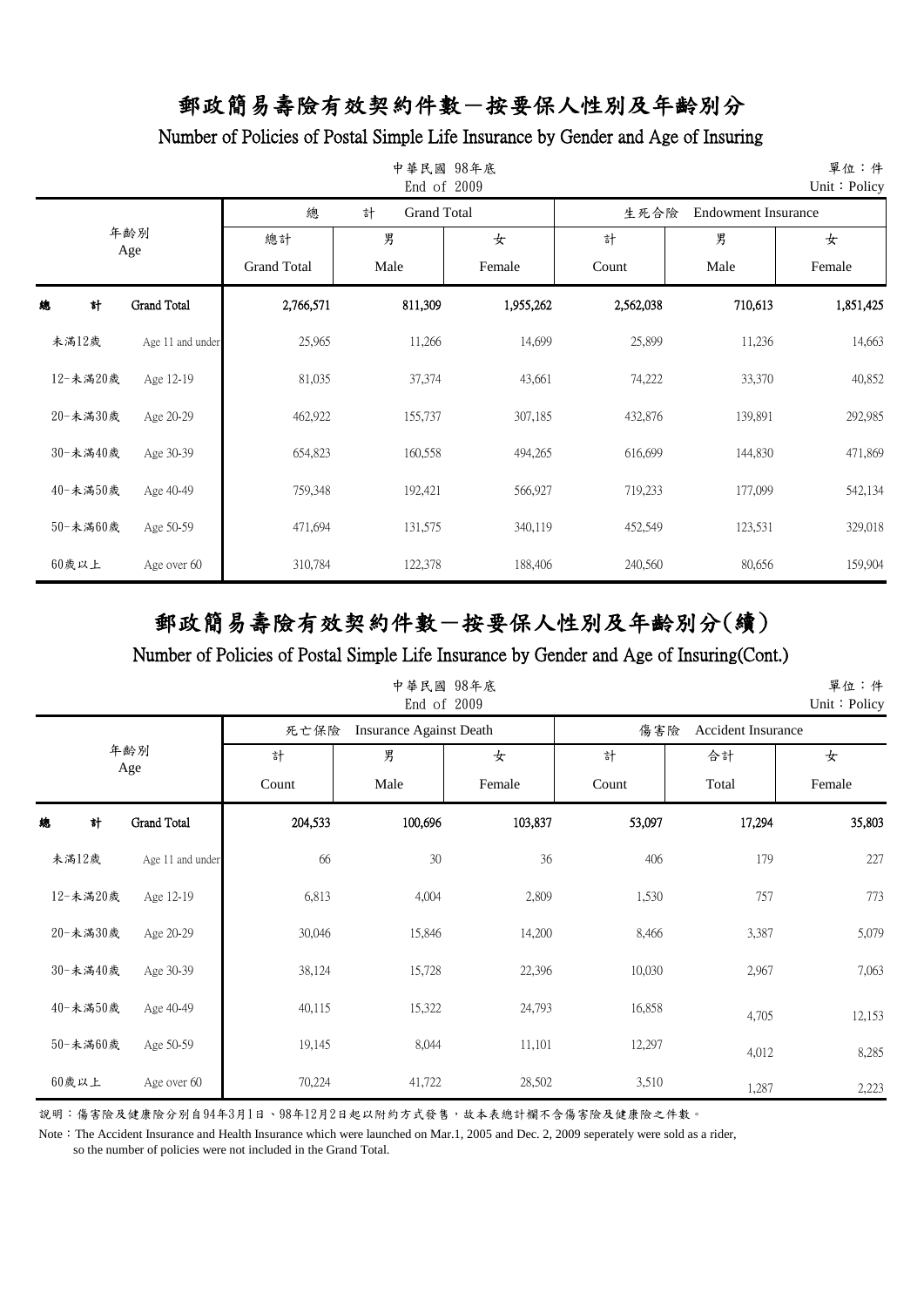# 郵政簡易壽險有效契約件數－按要保人性別及年齡別分

## Number of Policies of Postal Simple Life Insurance by Gender and Age of Insuring

中華民國 98年底
End of 2009

單位：件
Unit：Policy

| 年齡別 Age | | 總計 Grand Total | | | 生死合險 Endowment Insurance | | |
|---|---|---|---|---|---|---|---|
| | | 總計 Grand Total | 男 Male | 女 Female | 計 Count | 男 Male | 女 Female |
| 總計 | Grand Total | 2,766,571 | 811,309 | 1,955,262 | 2,562,038 | 710,613 | 1,851,425 |
| 未滿12歲 | Age 11 and under | 25,965 | 11,266 | 14,699 | 25,899 | 11,236 | 14,663 |
| 12-未滿20歲 | Age 12-19 | 81,035 | 37,374 | 43,661 | 74,222 | 33,370 | 40,852 |
| 20-未滿30歲 | Age 20-29 | 462,922 | 155,737 | 307,185 | 432,876 | 139,891 | 292,985 |
| 30-未滿40歲 | Age 30-39 | 654,823 | 160,558 | 494,265 | 616,699 | 144,830 | 471,869 |
| 40-未滿50歲 | Age 40-49 | 759,348 | 192,421 | 566,927 | 719,233 | 177,099 | 542,134 |
| 50-未滿60歲 | Age 50-59 | 471,694 | 131,575 | 340,119 | 452,549 | 123,531 | 329,018 |
| 60歲以上 | Age over 60 | 310,784 | 122,378 | 188,406 | 240,560 | 80,656 | 159,904 |

# 郵政簡易壽險有效契約件數－按要保人性別及年齡別分(續)

## Number of Policies of Postal Simple Life Insurance by Gender and Age of Insuring(Cont.)

中華民國 98年底
End of 2009

單位：件
Unit：Policy

| 年齡別 Age | | 死亡保險 Insurance Against Death | | | 傷害險 Accident Insurance | | |
|---|---|---|---|---|---|---|---|
| | | 計 Count | 男 Male | 女 Female | 計 Count | 合計 Total | 女 Female |
| 總計 | Grand Total | 204,533 | 100,696 | 103,837 | 53,097 | 17,294 | 35,803 |
| 未滿12歲 | Age 11 and under | 66 | 30 | 36 | 406 | 179 | 227 |
| 12-未滿20歲 | Age 12-19 | 6,813 | 4,004 | 2,809 | 1,530 | 757 | 773 |
| 20-未滿30歲 | Age 20-29 | 30,046 | 15,846 | 14,200 | 8,466 | 3,387 | 5,079 |
| 30-未滿40歲 | Age 30-39 | 38,124 | 15,728 | 22,396 | 10,030 | 2,967 | 7,063 |
| 40-未滿50歲 | Age 40-49 | 40,115 | 15,322 | 24,793 | 16,858 | 4,705 | 12,153 |
| 50-未滿60歲 | Age 50-59 | 19,145 | 8,044 | 11,101 | 12,297 | 4,012 | 8,285 |
| 60歲以上 | Age over 60 | 70,224 | 41,722 | 28,502 | 3,510 | 1,287 | 2,223 |

說明：傷害險及健康險分別自94年3月1日、98年12月2日起以附約方式發售，故本表總計欄不含傷害險及健康險之件數。

Note：The Accident Insurance and Health Insurance which were launched on Mar.1, 2005 and Dec. 2, 2009 seperately were sold as a rider, so the number of policies were not included in the Grand Total.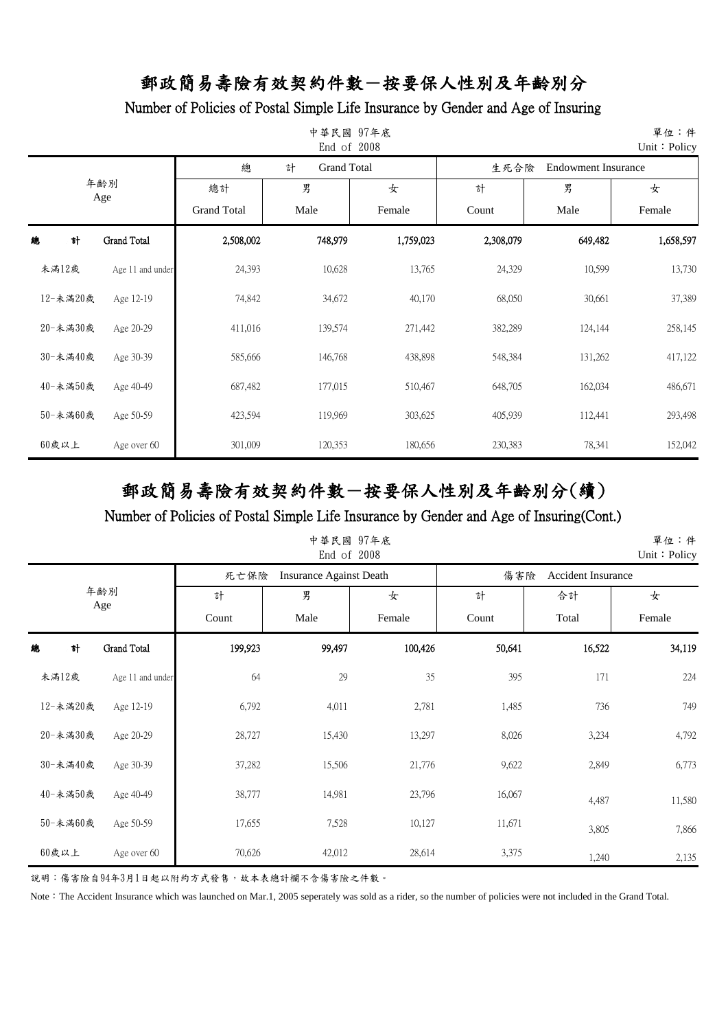# 郵政簡易壽險有效契約件數－按要保人性別及年齡別分

## Number of Policies of Postal Simple Life Insurance by Gender and Age of Insuring

中華民國 97年底
End of 2008

單位：件
Unit：Policy

| 年齡別 Age | | 總計 Grand Total | | | 生死合險 Endowment Insurance | | |
|---|---|---|---|---|---|---|---|
| | | 總計 Grand Total | 男 Male | 女 Female | 計 Count | 男 Male | 女 Female |
| 總計 | Grand Total | 2,508,002 | 748,979 | 1,759,023 | 2,308,079 | 649,482 | 1,658,597 |
| 未滿12歲 | Age 11 and under | 24,393 | 10,628 | 13,765 | 24,329 | 10,599 | 13,730 |
| 12-未滿20歲 | Age 12-19 | 74,842 | 34,672 | 40,170 | 68,050 | 30,661 | 37,389 |
| 20-未滿30歲 | Age 20-29 | 411,016 | 139,574 | 271,442 | 382,289 | 124,144 | 258,145 |
| 30-未滿40歲 | Age 30-39 | 585,666 | 146,768 | 438,898 | 548,384 | 131,262 | 417,122 |
| 40-未滿50歲 | Age 40-49 | 687,482 | 177,015 | 510,467 | 648,705 | 162,034 | 486,671 |
| 50-未滿60歲 | Age 50-59 | 423,594 | 119,969 | 303,625 | 405,939 | 112,441 | 293,498 |
| 60歲以上 | Age over 60 | 301,009 | 120,353 | 180,656 | 230,383 | 78,341 | 152,042 |

# 郵政簡易壽險有效契約件數－按要保人性別及年齡別分(續)

## Number of Policies of Postal Simple Life Insurance by Gender and Age of Insuring(Cont.)

中華民國 97年底
End of 2008

單位：件
Unit：Policy

| 年齡別 Age | | 死亡保險 Insurance Against Death | | | 傷害險 Accident Insurance | | |
|---|---|---|---|---|---|---|---|
| | | 計 Count | 男 Male | 女 Female | 計 Count | 合計 Total | 女 Female |
| 總計 | Grand Total | 199,923 | 99,497 | 100,426 | 50,641 | 16,522 | 34,119 |
| 未滿12歲 | Age 11 and under | 64 | 29 | 35 | 395 | 171 | 224 |
| 12-未滿20歲 | Age 12-19 | 6,792 | 4,011 | 2,781 | 1,485 | 736 | 749 |
| 20-未滿30歲 | Age 20-29 | 28,727 | 15,430 | 13,297 | 8,026 | 3,234 | 4,792 |
| 30-未滿40歲 | Age 30-39 | 37,282 | 15,506 | 21,776 | 9,622 | 2,849 | 6,773 |
| 40-未滿50歲 | Age 40-49 | 38,777 | 14,981 | 23,796 | 16,067 | 4,487 | 11,580 |
| 50-未滿60歲 | Age 50-59 | 17,655 | 7,528 | 10,127 | 11,671 | 3,805 | 7,866 |
| 60歲以上 | Age over 60 | 70,626 | 42,012 | 28,614 | 3,375 | 1,240 | 2,135 |

說明：傷害險自94年3月1日起以附約方式發售，故本表總計欄不含傷害險之件數。

Note：The Accident Insurance which was launched on Mar.1, 2005 seperately was sold as a rider, so the number of policies were not included in the Grand Total.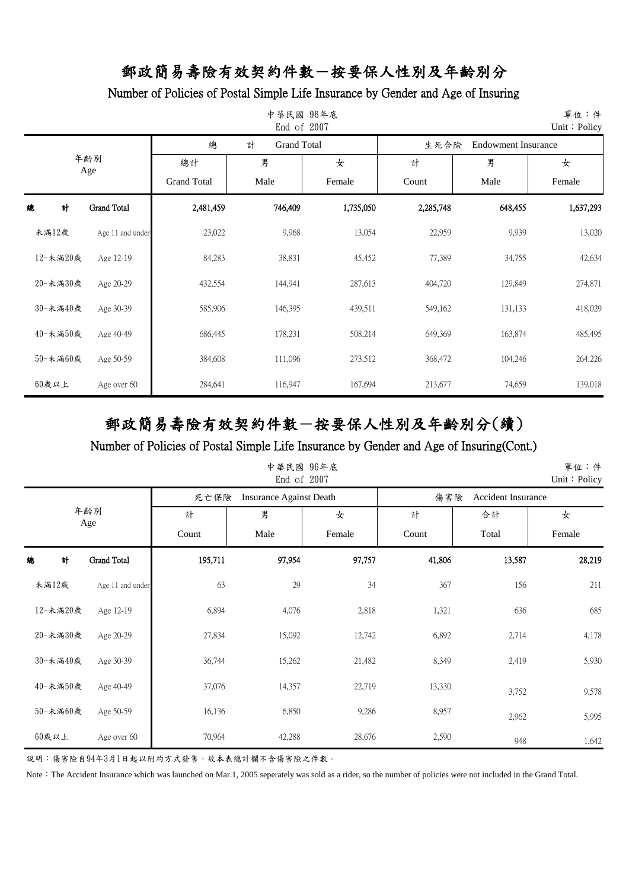# 郵政簡易壽險有效契約件數－按要保人性別及年齡別分

## Number of Policies of Postal Simple Life Insurance by Gender and Age of Insuring

中華民國 96年底
End of 2007

單位：件
Unit：Policy

| 年齡別 Age | | 總計 Grand Total | | | 生死合險 Endowment Insurance | | |
|---|---|---|---|---|---|---|---|
| | | 總計 Grand Total | 男 Male | 女 Female | 計 Count | 男 Male | 女 Female |
| 總計 | Grand Total | 2,481,459 | 746,409 | 1,735,050 | 2,285,748 | 648,455 | 1,637,293 |
| 未滿12歲 | Age 11 and under | 23,022 | 9,968 | 13,054 | 22,959 | 9,939 | 13,020 |
| 12-未滿20歲 | Age 12-19 | 84,283 | 38,831 | 45,452 | 77,389 | 34,755 | 42,634 |
| 20-未滿30歲 | Age 20-29 | 432,554 | 144,941 | 287,613 | 404,720 | 129,849 | 274,871 |
| 30-未滿40歲 | Age 30-39 | 585,906 | 146,395 | 439,511 | 549,162 | 131,133 | 418,029 |
| 40-未滿50歲 | Age 40-49 | 686,445 | 178,231 | 508,214 | 649,369 | 163,874 | 485,495 |
| 50-未滿60歲 | Age 50-59 | 384,608 | 111,096 | 273,512 | 368,472 | 104,246 | 264,226 |
| 60歲以上 | Age over 60 | 284,641 | 116,947 | 167,694 | 213,677 | 74,659 | 139,018 |

# 郵政簡易壽險有效契約件數－按要保人性別及年齡別分(續)

## Number of Policies of Postal Simple Life Insurance by Gender and Age of Insuring(Cont.)

中華民國 96年底
End of 2007

單位：件
Unit：Policy

| 年齡別 Age | | 死亡保險 Insurance Against Death | | | 傷害險 Accident Insurance | | |
|---|---|---|---|---|---|---|---|
| | | 計 Count | 男 Male | 女 Female | 計 Count | 合計 Total | 女 Female |
| 總計 | Grand Total | 195,711 | 97,954 | 97,757 | 41,806 | 13,587 | 28,219 |
| 未滿12歲 | Age 11 and under | 63 | 29 | 34 | 367 | 156 | 211 |
| 12-未滿20歲 | Age 12-19 | 6,894 | 4,076 | 2,818 | 1,321 | 636 | 685 |
| 20-未滿30歲 | Age 20-29 | 27,834 | 15,092 | 12,742 | 6,892 | 2,714 | 4,178 |
| 30-未滿40歲 | Age 30-39 | 36,744 | 15,262 | 21,482 | 8,349 | 2,419 | 5,930 |
| 40-未滿50歲 | Age 40-49 | 37,076 | 14,357 | 22,719 | 13,330 | 3,752 | 9,578 |
| 50-未滿60歲 | Age 50-59 | 16,136 | 6,850 | 9,286 | 8,957 | 2,962 | 5,995 |
| 60歲以上 | Age over 60 | 70,964 | 42,288 | 28,676 | 2,590 | 948 | 1,642 |

說明：傷害險自94年3月1日起以附約方式發售，故本表總計欄不含傷害險之件數。

Note：The Accident Insurance which was launched on Mar.1, 2005 seperately was sold as a rider, so the number of policies were not included in the Grand Total.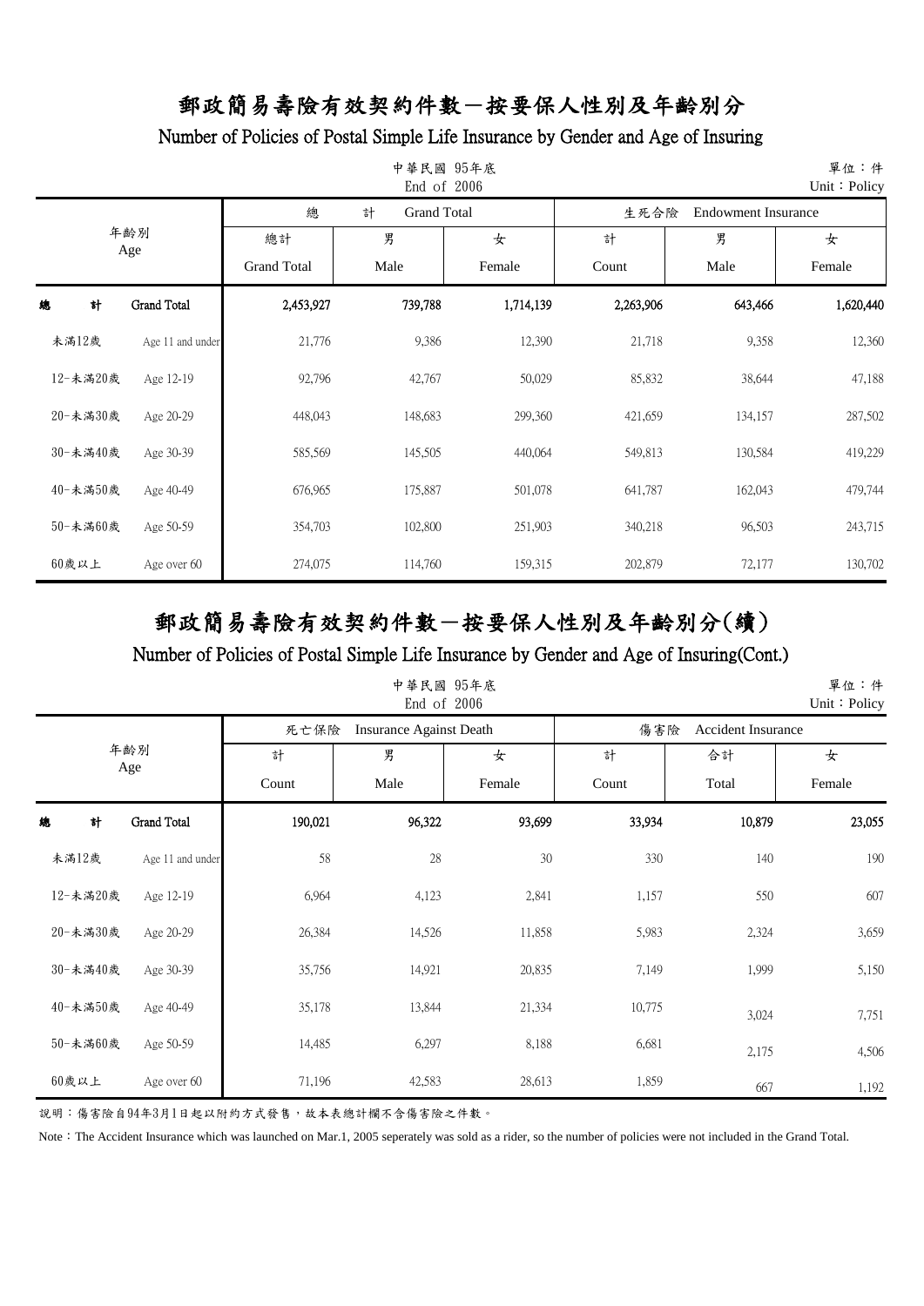# 郵政簡易壽險有效契約件數－按要保人性別及年齡別分

## Number of Policies of Postal Simple Life Insurance by Gender and Age of Insuring

中華民國 95年底
End of 2006

單位：件
Unit：Policy

| 年齡別 Age | | 總計 Grand Total 總計 Grand Total | 總計 Grand Total 男 Male | 總計 Grand Total 女 Female | 生死合險 Endowment Insurance 計 Count | 生死合險 Endowment Insurance 男 Male | 生死合險 Endowment Insurance 女 Female |
|---|---|---|---|---|---|---|---|
| 總計 | Grand Total | 2,453,927 | 739,788 | 1,714,139 | 2,263,906 | 643,466 | 1,620,440 |
| 未滿12歲 | Age 11 and under | 21,776 | 9,386 | 12,390 | 21,718 | 9,358 | 12,360 |
| 12-未滿20歲 | Age 12-19 | 92,796 | 42,767 | 50,029 | 85,832 | 38,644 | 47,188 |
| 20-未滿30歲 | Age 20-29 | 448,043 | 148,683 | 299,360 | 421,659 | 134,157 | 287,502 |
| 30-未滿40歲 | Age 30-39 | 585,569 | 145,505 | 440,064 | 549,813 | 130,584 | 419,229 |
| 40-未滿50歲 | Age 40-49 | 676,965 | 175,887 | 501,078 | 641,787 | 162,043 | 479,744 |
| 50-未滿60歲 | Age 50-59 | 354,703 | 102,800 | 251,903 | 340,218 | 96,503 | 243,715 |
| 60歲以上 | Age over 60 | 274,075 | 114,760 | 159,315 | 202,879 | 72,177 | 130,702 |

# 郵政簡易壽險有效契約件數－按要保人性別及年齡別分(續)

## Number of Policies of Postal Simple Life Insurance by Gender and Age of Insuring(Cont.)

中華民國 95年底
End of 2006

單位：件
Unit：Policy

| 年齡別 Age | | 死亡保險 Insurance Against Death 計 Count | 死亡保險 Insurance Against Death 男 Male | 死亡保險 Insurance Against Death 女 Female | 傷害險 Accident Insurance 計 Count | 傷害險 Accident Insurance 合計 Total | 傷害險 Accident Insurance 女 Female |
|---|---|---|---|---|---|---|---|
| 總計 | Grand Total | 190,021 | 96,322 | 93,699 | 33,934 | 10,879 | 23,055 |
| 未滿12歲 | Age 11 and under | 58 | 28 | 30 | 330 | 140 | 190 |
| 12-未滿20歲 | Age 12-19 | 6,964 | 4,123 | 2,841 | 1,157 | 550 | 607 |
| 20-未滿30歲 | Age 20-29 | 26,384 | 14,526 | 11,858 | 5,983 | 2,324 | 3,659 |
| 30-未滿40歲 | Age 30-39 | 35,756 | 14,921 | 20,835 | 7,149 | 1,999 | 5,150 |
| 40-未滿50歲 | Age 40-49 | 35,178 | 13,844 | 21,334 | 10,775 | 3,024 | 7,751 |
| 50-未滿60歲 | Age 50-59 | 14,485 | 6,297 | 8,188 | 6,681 | 2,175 | 4,506 |
| 60歲以上 | Age over 60 | 71,196 | 42,583 | 28,613 | 1,859 | 667 | 1,192 |

說明：傷害險自94年3月1日起以附約方式發售，故本表總計欄不含傷害險之件數。

Note：The Accident Insurance which was launched on Mar.1, 2005 seperately was sold as a rider, so the number of policies were not included in the Grand Total.